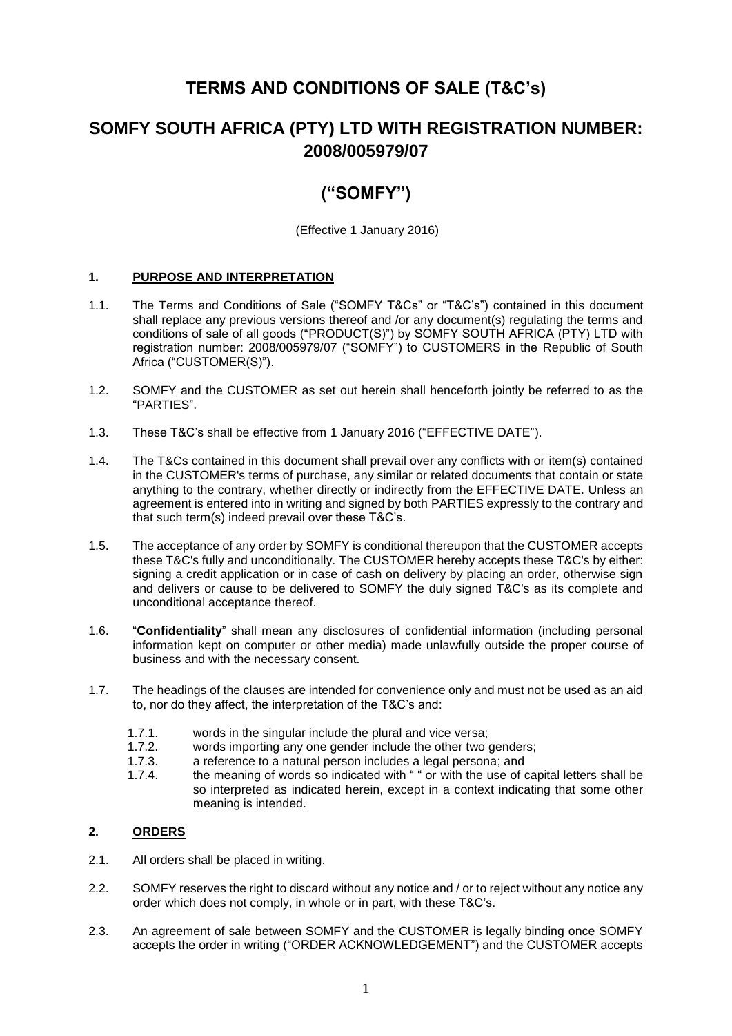# TERMS AND CONDITIONS OF SALE (T&C's)

## SOMFY SOUTH AFRICA (PTY) LTD WITH REGISTRATION NUMBER: 2008/005979/07

## ("SOMFY")

(Effective 1 January 2016)

### 1. PURPOSE AND INTERPRETATION

1.1. The Terms and Conditions of Sale ("SOMFY T&Cs" or "T&C's") contained in this document shall replace any previous versions thereof and /or any document(s) regulating the terms and conditions of sale of all goods ("PRODUCT(S)") by SOMFY SOUTH AFRICA (PTY) LTD with registration number: 2008/005979/07 ("SOMFY") to CUSTOMERS in the Republic of South Africa ("CUSTOMER(S)").

1.2. SOMFY and the CUSTOMER as set out herein shall henceforth jointly be referred to as the "PARTIES".

1.3. These T&C's shall be effective from 1 January 2016 ("EFFECTIVE DATE").

1.4. The T&Cs contained in this document shall prevail over any conflicts with or item(s) contained in the CUSTOMER's terms of purchase, any similar or related documents that contain or state anything to the contrary, whether directly or indirectly from the EFFECTIVE DATE. Unless an agreement is entered into in writing and signed by both PARTIES expressly to the contrary and that such term(s) indeed prevail over these T&C's.

1.5. The acceptance of any order by SOMFY is conditional thereupon that the CUSTOMER accepts these T&C's fully and unconditionally. The CUSTOMER hereby accepts these T&C's by either: signing a credit application or in case of cash on delivery by placing an order, otherwise sign and delivers or cause to be delivered to SOMFY the duly signed T&C's as its complete and unconditional acceptance thereof.

1.6. "**Confidentiality**" shall mean any disclosures of confidential information (including personal information kept on computer or other media) made unlawfully outside the proper course of business and with the necessary consent.

1.7. The headings of the clauses are intended for convenience only and must not be used as an aid to, nor do they affect, the interpretation of the T&C's and:

1.7.1. words in the singular include the plural and vice versa;

1.7.2. words importing any one gender include the other two genders;

1.7.3. a reference to a natural person includes a legal persona; and

1.7.4. the meaning of words so indicated with " " or with the use of capital letters shall be so interpreted as indicated herein, except in a context indicating that some other meaning is intended.

### 2. ORDERS

2.1. All orders shall be placed in writing.

2.2. SOMFY reserves the right to discard without any notice and / or to reject without any notice any order which does not comply, in whole or in part, with these T&C's.

2.3. An agreement of sale between SOMFY and the CUSTOMER is legally binding once SOMFY accepts the order in writing ("ORDER ACKNOWLEDGEMENT") and the CUSTOMER accepts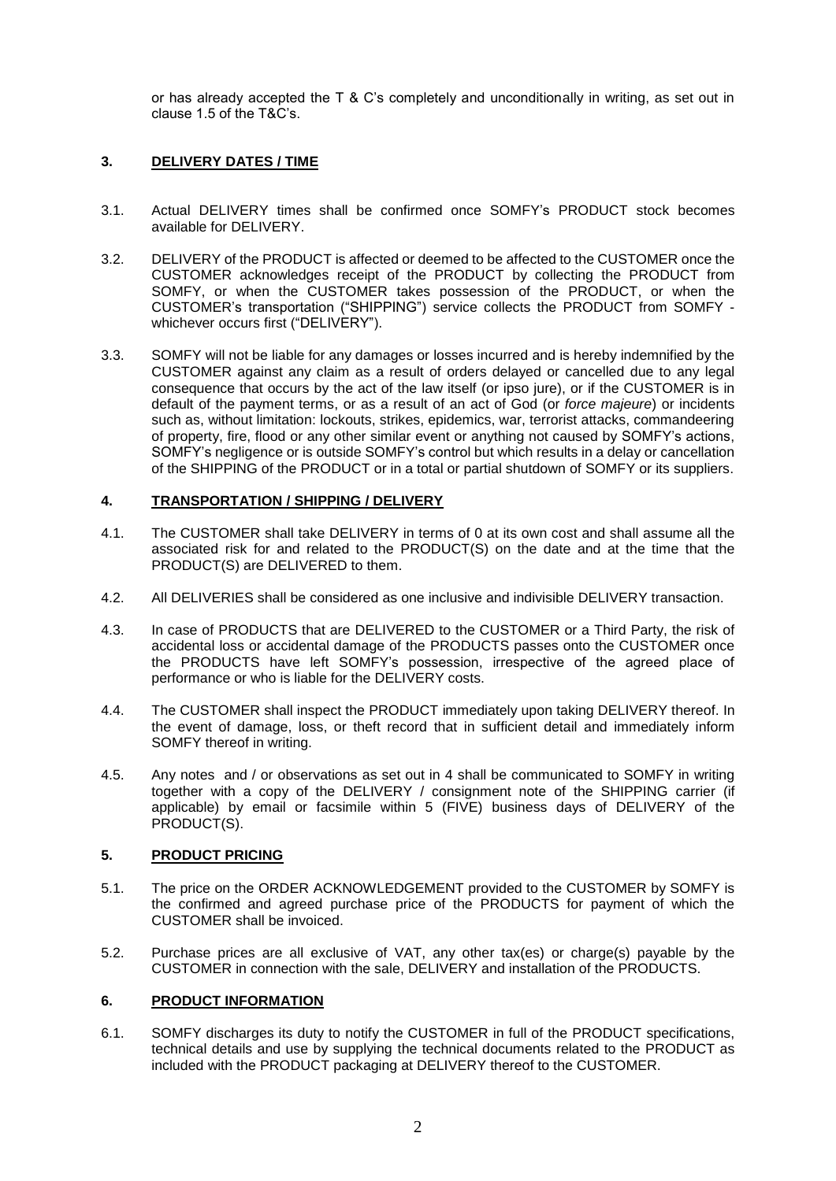or has already accepted the T & C's completely and unconditionally in writing, as set out in clause 1.5 of the T&C's.

## 3. DELIVERY DATES / TIME

3.1. Actual DELIVERY times shall be confirmed once SOMFY's PRODUCT stock becomes available for DELIVERY.

3.2. DELIVERY of the PRODUCT is affected or deemed to be affected to the CUSTOMER once the CUSTOMER acknowledges receipt of the PRODUCT by collecting the PRODUCT from SOMFY, or when the CUSTOMER takes possession of the PRODUCT, or when the CUSTOMER's transportation ("SHIPPING") service collects the PRODUCT from SOMFY - whichever occurs first ("DELIVERY").

3.3. SOMFY will not be liable for any damages or losses incurred and is hereby indemnified by the CUSTOMER against any claim as a result of orders delayed or cancelled due to any legal consequence that occurs by the act of the law itself (or ipso jure), or if the CUSTOMER is in default of the payment terms, or as a result of an act of God (or *force majeure*) or incidents such as, without limitation: lockouts, strikes, epidemics, war, terrorist attacks, commandeering of property, fire, flood or any other similar event or anything not caused by SOMFY's actions, SOMFY's negligence or is outside SOMFY's control but which results in a delay or cancellation of the SHIPPING of the PRODUCT or in a total or partial shutdown of SOMFY or its suppliers.

## 4. TRANSPORTATION / SHIPPING / DELIVERY

4.1. The CUSTOMER shall take DELIVERY in terms of 0 at its own cost and shall assume all the associated risk for and related to the PRODUCT(S) on the date and at the time that the PRODUCT(S) are DELIVERED to them.

4.2. All DELIVERIES shall be considered as one inclusive and indivisible DELIVERY transaction.

4.3. In case of PRODUCTS that are DELIVERED to the CUSTOMER or a Third Party, the risk of accidental loss or accidental damage of the PRODUCTS passes onto the CUSTOMER once the PRODUCTS have left SOMFY's possession, irrespective of the agreed place of performance or who is liable for the DELIVERY costs.

4.4. The CUSTOMER shall inspect the PRODUCT immediately upon taking DELIVERY thereof. In the event of damage, loss, or theft record that in sufficient detail and immediately inform SOMFY thereof in writing.

4.5. Any notes and / or observations as set out in 4 shall be communicated to SOMFY in writing together with a copy of the DELIVERY / consignment note of the SHIPPING carrier (if applicable) by email or facsimile within 5 (FIVE) business days of DELIVERY of the PRODUCT(S).

## 5. PRODUCT PRICING

5.1. The price on the ORDER ACKNOWLEDGEMENT provided to the CUSTOMER by SOMFY is the confirmed and agreed purchase price of the PRODUCTS for payment of which the CUSTOMER shall be invoiced.

5.2. Purchase prices are all exclusive of VAT, any other tax(es) or charge(s) payable by the CUSTOMER in connection with the sale, DELIVERY and installation of the PRODUCTS.

## 6. PRODUCT INFORMATION

6.1. SOMFY discharges its duty to notify the CUSTOMER in full of the PRODUCT specifications, technical details and use by supplying the technical documents related to the PRODUCT as included with the PRODUCT packaging at DELIVERY thereof to the CUSTOMER.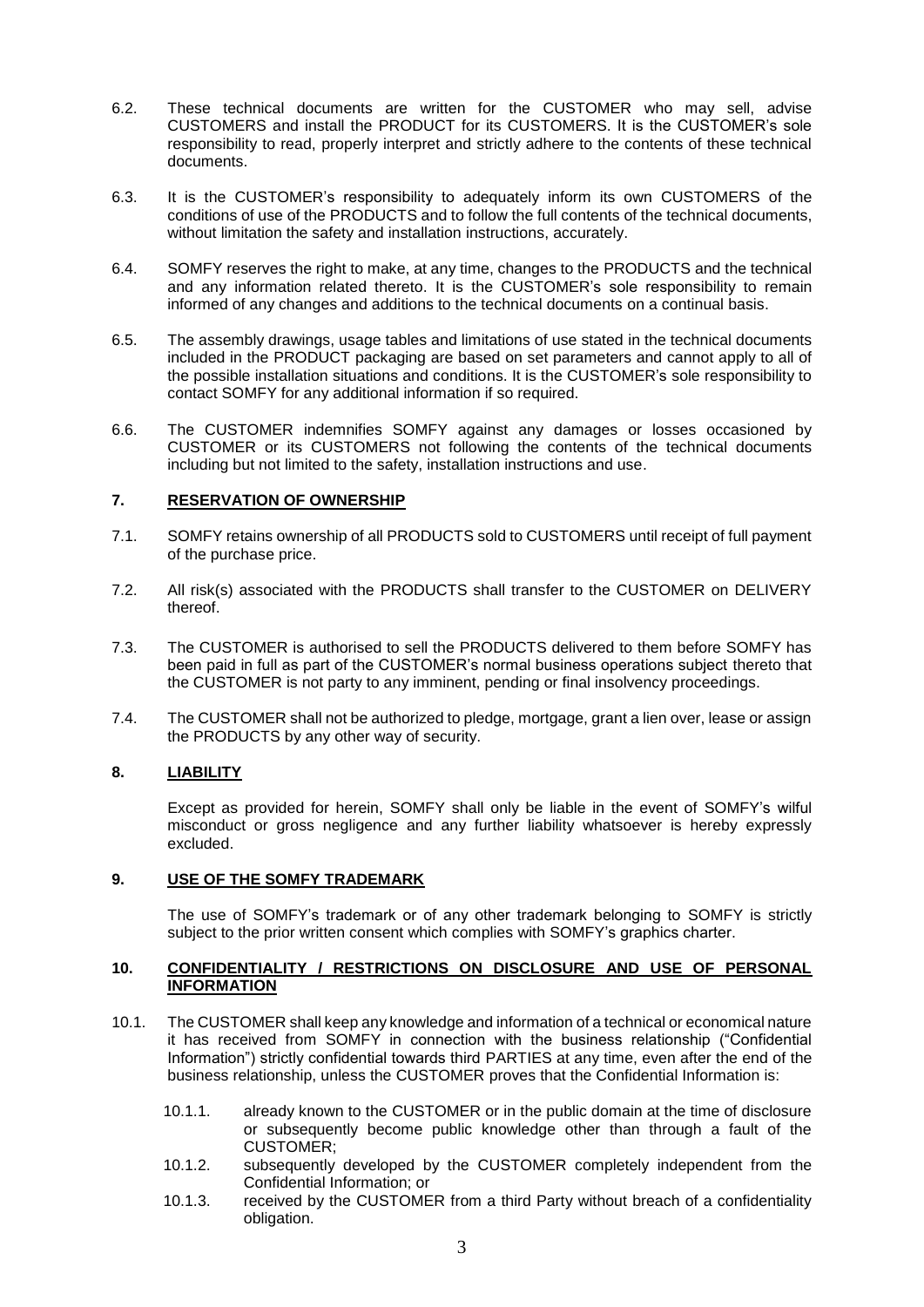6.2. These technical documents are written for the CUSTOMER who may sell, advise CUSTOMERS and install the PRODUCT for its CUSTOMERS. It is the CUSTOMER's sole responsibility to read, properly interpret and strictly adhere to the contents of these technical documents.

6.3. It is the CUSTOMER's responsibility to adequately inform its own CUSTOMERS of the conditions of use of the PRODUCTS and to follow the full contents of the technical documents, without limitation the safety and installation instructions, accurately.

6.4. SOMFY reserves the right to make, at any time, changes to the PRODUCTS and the technical and any information related thereto. It is the CUSTOMER's sole responsibility to remain informed of any changes and additions to the technical documents on a continual basis.

6.5. The assembly drawings, usage tables and limitations of use stated in the technical documents included in the PRODUCT packaging are based on set parameters and cannot apply to all of the possible installation situations and conditions. It is the CUSTOMER's sole responsibility to contact SOMFY for any additional information if so required.

6.6. The CUSTOMER indemnifies SOMFY against any damages or losses occasioned by CUSTOMER or its CUSTOMERS not following the contents of the technical documents including but not limited to the safety, installation instructions and use.

## 7. RESERVATION OF OWNERSHIP

7.1. SOMFY retains ownership of all PRODUCTS sold to CUSTOMERS until receipt of full payment of the purchase price.

7.2. All risk(s) associated with the PRODUCTS shall transfer to the CUSTOMER on DELIVERY thereof.

7.3. The CUSTOMER is authorised to sell the PRODUCTS delivered to them before SOMFY has been paid in full as part of the CUSTOMER's normal business operations subject thereto that the CUSTOMER is not party to any imminent, pending or final insolvency proceedings.

7.4. The CUSTOMER shall not be authorized to pledge, mortgage, grant a lien over, lease or assign the PRODUCTS by any other way of security.

## 8. LIABILITY

Except as provided for herein, SOMFY shall only be liable in the event of SOMFY's wilful misconduct or gross negligence and any further liability whatsoever is hereby expressly excluded.

## 9. USE OF THE SOMFY TRADEMARK

The use of SOMFY's trademark or of any other trademark belonging to SOMFY is strictly subject to the prior written consent which complies with SOMFY's graphics charter.

## 10. CONFIDENTIALITY / RESTRICTIONS ON DISCLOSURE AND USE OF PERSONAL INFORMATION

10.1. The CUSTOMER shall keep any knowledge and information of a technical or economical nature it has received from SOMFY in connection with the business relationship ("Confidential Information") strictly confidential towards third PARTIES at any time, even after the end of the business relationship, unless the CUSTOMER proves that the Confidential Information is:

- 10.1.1. already known to the CUSTOMER or in the public domain at the time of disclosure or subsequently become public knowledge other than through a fault of the CUSTOMER;
- 10.1.2. subsequently developed by the CUSTOMER completely independent from the Confidential Information; or
- 10.1.3. received by the CUSTOMER from a third Party without breach of a confidentiality obligation.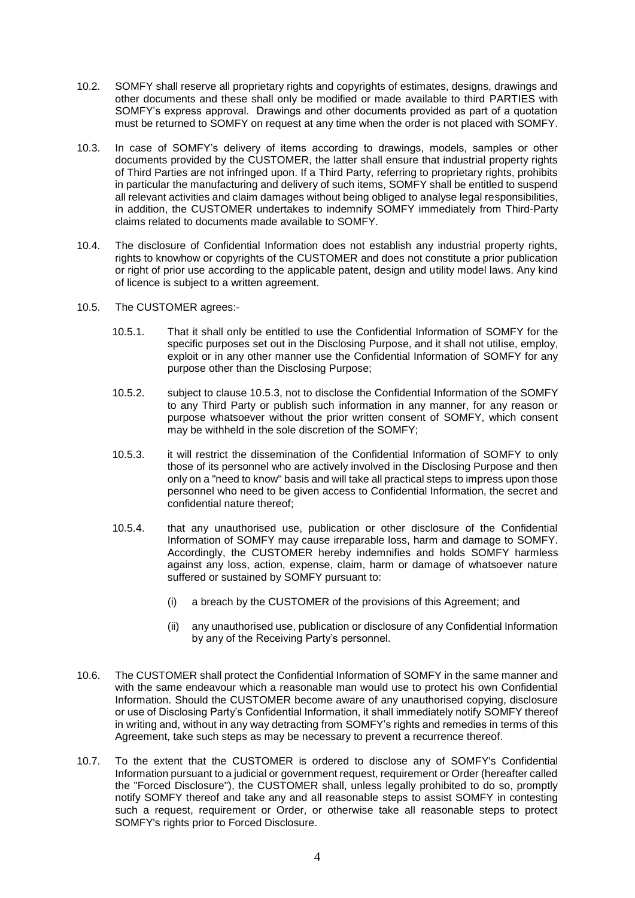10.2. SOMFY shall reserve all proprietary rights and copyrights of estimates, designs, drawings and other documents and these shall only be modified or made available to third PARTIES with SOMFY's express approval. Drawings and other documents provided as part of a quotation must be returned to SOMFY on request at any time when the order is not placed with SOMFY.

10.3. In case of SOMFY's delivery of items according to drawings, models, samples or other documents provided by the CUSTOMER, the latter shall ensure that industrial property rights of Third Parties are not infringed upon. If a Third Party, referring to proprietary rights, prohibits in particular the manufacturing and delivery of such items, SOMFY shall be entitled to suspend all relevant activities and claim damages without being obliged to analyse legal responsibilities, in addition, the CUSTOMER undertakes to indemnify SOMFY immediately from Third-Party claims related to documents made available to SOMFY.

10.4. The disclosure of Confidential Information does not establish any industrial property rights, rights to knowhow or copyrights of the CUSTOMER and does not constitute a prior publication or right of prior use according to the applicable patent, design and utility model laws. Any kind of licence is subject to a written agreement.

10.5. The CUSTOMER agrees:-

10.5.1. That it shall only be entitled to use the Confidential Information of SOMFY for the specific purposes set out in the Disclosing Purpose, and it shall not utilise, employ, exploit or in any other manner use the Confidential Information of SOMFY for any purpose other than the Disclosing Purpose;

10.5.2. subject to clause 10.5.3, not to disclose the Confidential Information of the SOMFY to any Third Party or publish such information in any manner, for any reason or purpose whatsoever without the prior written consent of SOMFY, which consent may be withheld in the sole discretion of the SOMFY;

10.5.3. it will restrict the dissemination of the Confidential Information of SOMFY to only those of its personnel who are actively involved in the Disclosing Purpose and then only on a "need to know" basis and will take all practical steps to impress upon those personnel who need to be given access to Confidential Information, the secret and confidential nature thereof;

10.5.4. that any unauthorised use, publication or other disclosure of the Confidential Information of SOMFY may cause irreparable loss, harm and damage to SOMFY. Accordingly, the CUSTOMER hereby indemnifies and holds SOMFY harmless against any loss, action, expense, claim, harm or damage of whatsoever nature suffered or sustained by SOMFY pursuant to:

(i) a breach by the CUSTOMER of the provisions of this Agreement; and

(ii) any unauthorised use, publication or disclosure of any Confidential Information by any of the Receiving Party's personnel.

10.6. The CUSTOMER shall protect the Confidential Information of SOMFY in the same manner and with the same endeavour which a reasonable man would use to protect his own Confidential Information. Should the CUSTOMER become aware of any unauthorised copying, disclosure or use of Disclosing Party's Confidential Information, it shall immediately notify SOMFY thereof in writing and, without in any way detracting from SOMFY's rights and remedies in terms of this Agreement, take such steps as may be necessary to prevent a recurrence thereof.

10.7. To the extent that the CUSTOMER is ordered to disclose any of SOMFY's Confidential Information pursuant to a judicial or government request, requirement or Order (hereafter called the "Forced Disclosure"), the CUSTOMER shall, unless legally prohibited to do so, promptly notify SOMFY thereof and take any and all reasonable steps to assist SOMFY in contesting such a request, requirement or Order, or otherwise take all reasonable steps to protect SOMFY's rights prior to Forced Disclosure.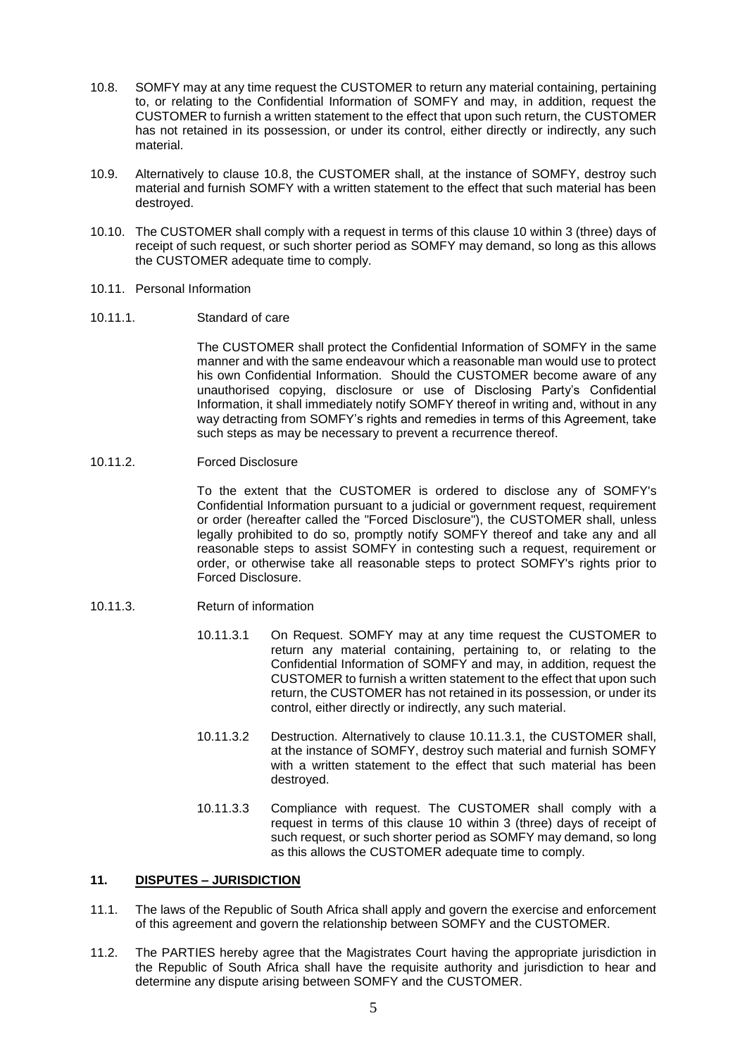10.8. SOMFY may at any time request the CUSTOMER to return any material containing, pertaining to, or relating to the Confidential Information of SOMFY and may, in addition, request the CUSTOMER to furnish a written statement to the effect that upon such return, the CUSTOMER has not retained in its possession, or under its control, either directly or indirectly, any such material.

10.9. Alternatively to clause 10.8, the CUSTOMER shall, at the instance of SOMFY, destroy such material and furnish SOMFY with a written statement to the effect that such material has been destroyed.

10.10. The CUSTOMER shall comply with a request in terms of this clause 10 within 3 (three) days of receipt of such request, or such shorter period as SOMFY may demand, so long as this allows the CUSTOMER adequate time to comply.

10.11. Personal Information

10.11.1. Standard of care

The CUSTOMER shall protect the Confidential Information of SOMFY in the same manner and with the same endeavour which a reasonable man would use to protect his own Confidential Information. Should the CUSTOMER become aware of any unauthorised copying, disclosure or use of Disclosing Party's Confidential Information, it shall immediately notify SOMFY thereof in writing and, without in any way detracting from SOMFY's rights and remedies in terms of this Agreement, take such steps as may be necessary to prevent a recurrence thereof.

10.11.2. Forced Disclosure

To the extent that the CUSTOMER is ordered to disclose any of SOMFY's Confidential Information pursuant to a judicial or government request, requirement or order (hereafter called the "Forced Disclosure"), the CUSTOMER shall, unless legally prohibited to do so, promptly notify SOMFY thereof and take any and all reasonable steps to assist SOMFY in contesting such a request, requirement or order, or otherwise take all reasonable steps to protect SOMFY's rights prior to Forced Disclosure.

10.11.3. Return of information

10.11.3.1 On Request. SOMFY may at any time request the CUSTOMER to return any material containing, pertaining to, or relating to the Confidential Information of SOMFY and may, in addition, request the CUSTOMER to furnish a written statement to the effect that upon such return, the CUSTOMER has not retained in its possession, or under its control, either directly or indirectly, any such material.

10.11.3.2 Destruction. Alternatively to clause 10.11.3.1, the CUSTOMER shall, at the instance of SOMFY, destroy such material and furnish SOMFY with a written statement to the effect that such material has been destroyed.

10.11.3.3 Compliance with request. The CUSTOMER shall comply with a request in terms of this clause 10 within 3 (three) days of receipt of such request, or such shorter period as SOMFY may demand, so long as this allows the CUSTOMER adequate time to comply.

## 11. DISPUTES – JURISDICTION

11.1. The laws of the Republic of South Africa shall apply and govern the exercise and enforcement of this agreement and govern the relationship between SOMFY and the CUSTOMER.

11.2. The PARTIES hereby agree that the Magistrates Court having the appropriate jurisdiction in the Republic of South Africa shall have the requisite authority and jurisdiction to hear and determine any dispute arising between SOMFY and the CUSTOMER.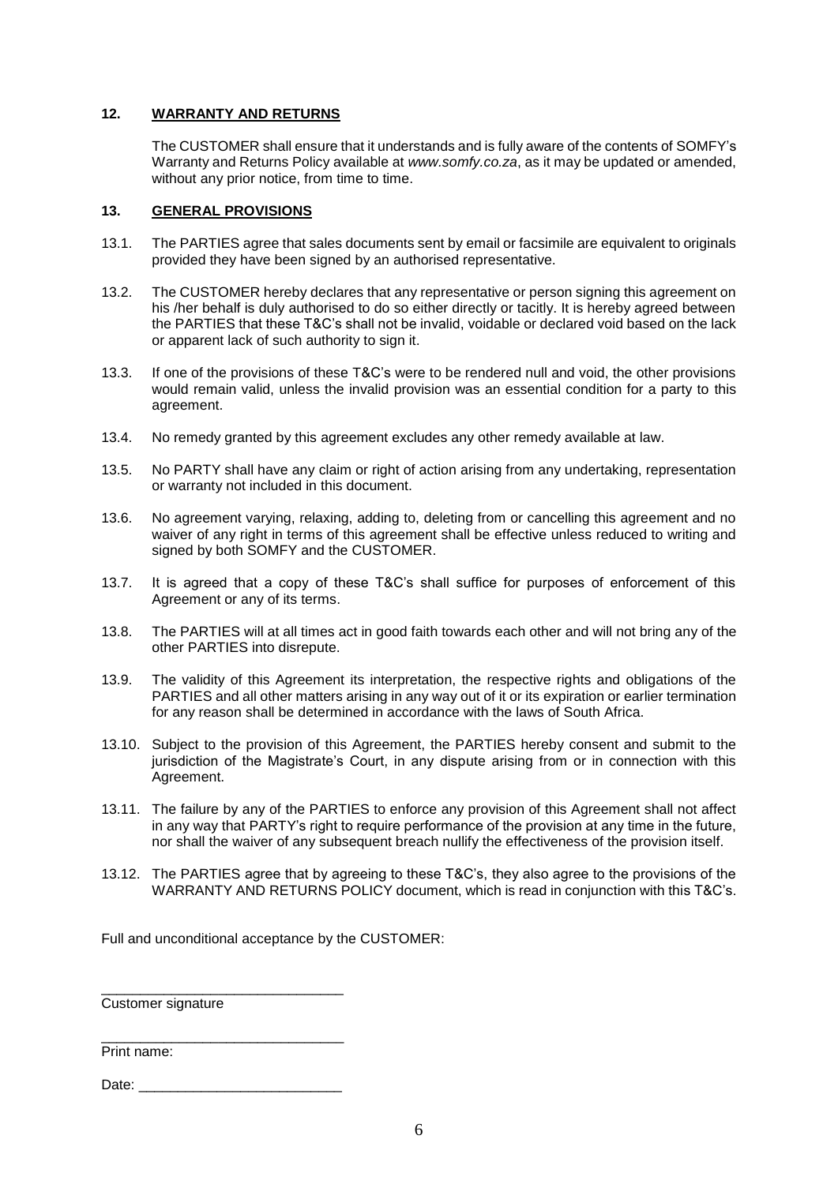## 12. WARRANTY AND RETURNS

The CUSTOMER shall ensure that it understands and is fully aware of the contents of SOMFY's Warranty and Returns Policy available at *www.somfy.co.za*, as it may be updated or amended, without any prior notice, from time to time.

## 13. GENERAL PROVISIONS

13.1. The PARTIES agree that sales documents sent by email or facsimile are equivalent to originals provided they have been signed by an authorised representative.

13.2. The CUSTOMER hereby declares that any representative or person signing this agreement on his /her behalf is duly authorised to do so either directly or tacitly. It is hereby agreed between the PARTIES that these T&C's shall not be invalid, voidable or declared void based on the lack or apparent lack of such authority to sign it.

13.3. If one of the provisions of these T&C's were to be rendered null and void, the other provisions would remain valid, unless the invalid provision was an essential condition for a party to this agreement.

13.4. No remedy granted by this agreement excludes any other remedy available at law.

13.5. No PARTY shall have any claim or right of action arising from any undertaking, representation or warranty not included in this document.

13.6. No agreement varying, relaxing, adding to, deleting from or cancelling this agreement and no waiver of any right in terms of this agreement shall be effective unless reduced to writing and signed by both SOMFY and the CUSTOMER.

13.7. It is agreed that a copy of these T&C's shall suffice for purposes of enforcement of this Agreement or any of its terms.

13.8. The PARTIES will at all times act in good faith towards each other and will not bring any of the other PARTIES into disrepute.

13.9. The validity of this Agreement its interpretation, the respective rights and obligations of the PARTIES and all other matters arising in any way out of it or its expiration or earlier termination for any reason shall be determined in accordance with the laws of South Africa.

13.10. Subject to the provision of this Agreement, the PARTIES hereby consent and submit to the jurisdiction of the Magistrate's Court, in any dispute arising from or in connection with this Agreement.

13.11. The failure by any of the PARTIES to enforce any provision of this Agreement shall not affect in any way that PARTY's right to require performance of the provision at any time in the future, nor shall the waiver of any subsequent breach nullify the effectiveness of the provision itself.

13.12. The PARTIES agree that by agreeing to these T&C's, they also agree to the provisions of the WARRANTY AND RETURNS POLICY document, which is read in conjunction with this T&C's.

Full and unconditional acceptance by the CUSTOMER:

_______________________________
Customer signature

_______________________________
Print name:

Date: __________________________